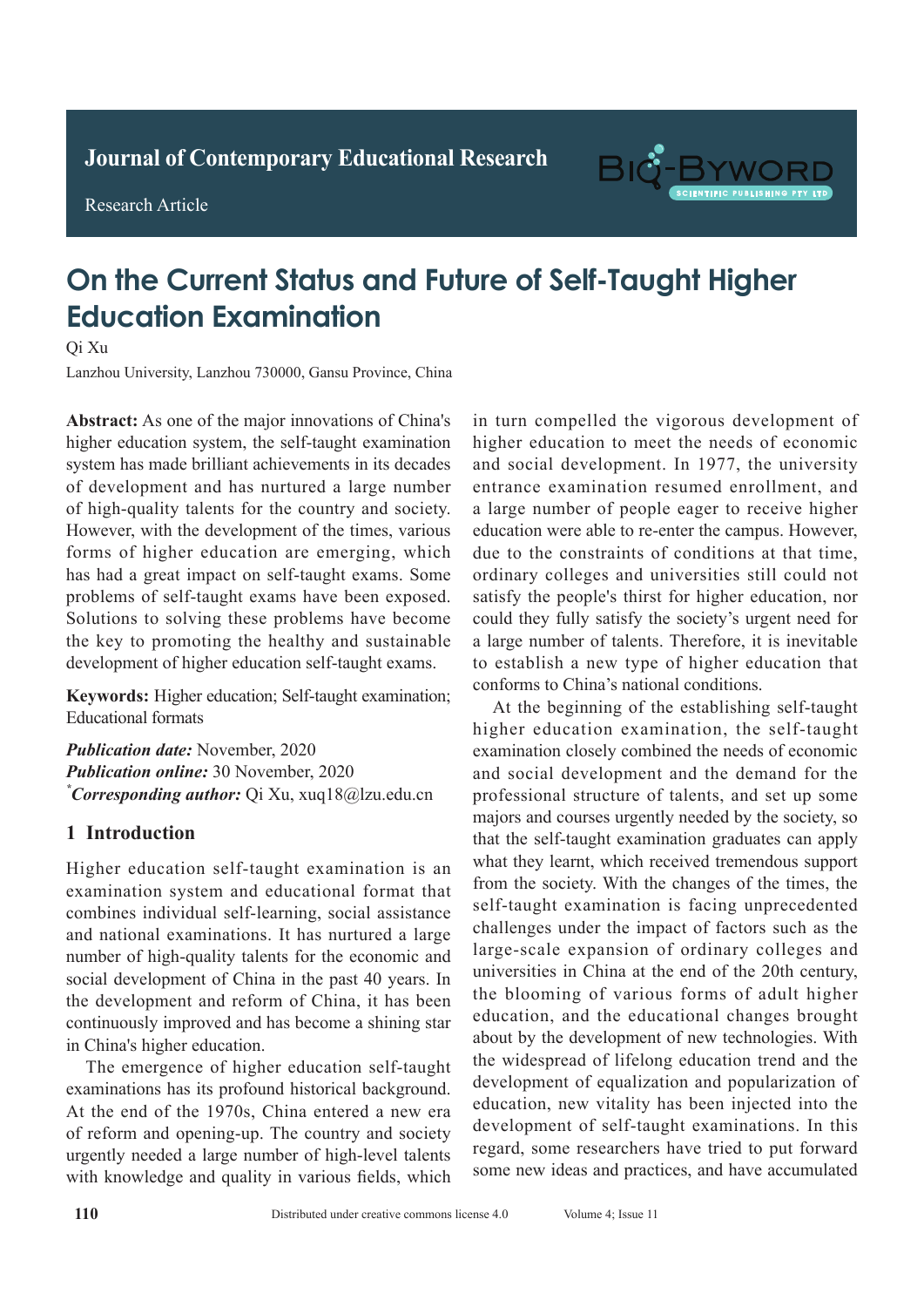Journal of Contemporary Educational Research

Research Article

# On the Current Status and Future of Self-Taught Higher Education Examination

Qi Xu

Lanzhou University, Lanzhou 730000, Gansu Province, China

**Abstract:** As one of the major innovations of China's higher education system, the self-taught examination system has made brilliant achievements in its decades of development and has nurtured a large number of high-quality talents for the country and society. However, with the development of the times, various forms of higher education are emerging, which has had a great impact on self-taught exams. Some problems of self-taught exams have been exposed. Solutions to solving these problems have become the key to promoting the healthy and sustainable development of higher education self-taught exams.

**Keywords:** Higher education; Self-taught examination; Educational formats

***Publication date:*** November, 2020
***Publication online:*** 30 November, 2020
*[*]**Corresponding author:*** Qi Xu, xuq18@lzu.edu.cn

## 1 Introduction

Higher education self-taught examination is an examination system and educational format that combines individual self-learning, social assistance and national examinations. It has nurtured a large number of high-quality talents for the economic and social development of China in the past 40 years. In the development and reform of China, it has been continuously improved and has become a shining star in China's higher education.

The emergence of higher education self-taught examinations has its profound historical background. At the end of the 1970s, China entered a new era of reform and opening-up. The country and society urgently needed a large number of high-level talents with knowledge and quality in various fields, which in turn compelled the vigorous development of higher education to meet the needs of economic and social development. In 1977, the university entrance examination resumed enrollment, and a large number of people eager to receive higher education were able to re-enter the campus. However, due to the constraints of conditions at that time, ordinary colleges and universities still could not satisfy the people's thirst for higher education, nor could they fully satisfy the society's urgent need for a large number of talents. Therefore, it is inevitable to establish a new type of higher education that conforms to China's national conditions.

At the beginning of the establishing self-taught higher education examination, the self-taught examination closely combined the needs of economic and social development and the demand for the professional structure of talents, and set up some majors and courses urgently needed by the society, so that the self-taught examination graduates can apply what they learnt, which received tremendous support from the society. With the changes of the times, the self-taught examination is facing unprecedented challenges under the impact of factors such as the large-scale expansion of ordinary colleges and universities in China at the end of the 20th century, the blooming of various forms of adult higher education, and the educational changes brought about by the development of new technologies. With the widespread of lifelong education trend and the development of equalization and popularization of education, new vitality has been injected into the development of self-taught examinations. In this regard, some researchers have tried to put forward some new ideas and practices, and have accumulated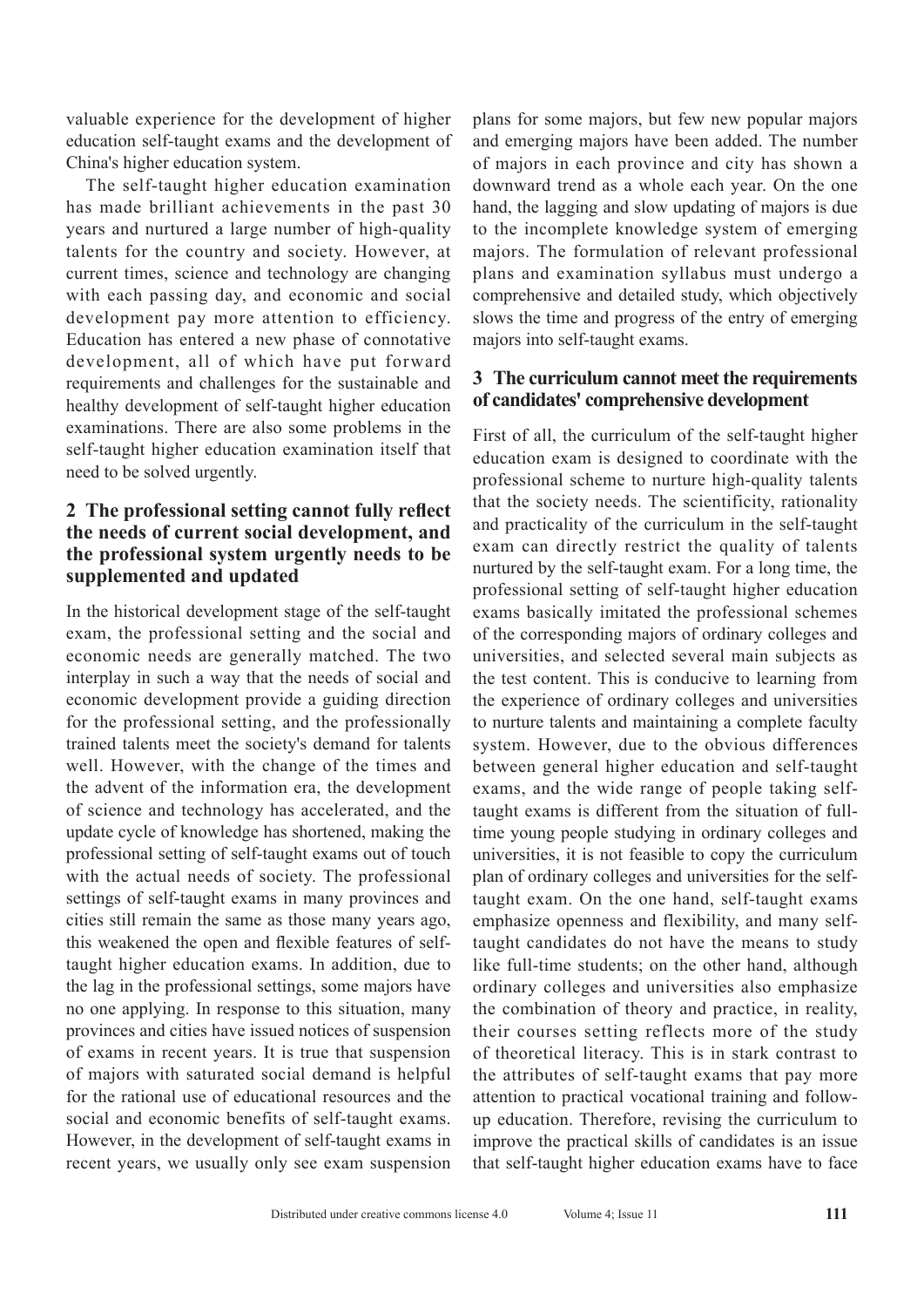valuable experience for the development of higher education self-taught exams and the development of China's higher education system.

The self-taught higher education examination has made brilliant achievements in the past 30 years and nurtured a large number of high-quality talents for the country and society. However, at current times, science and technology are changing with each passing day, and economic and social development pay more attention to efficiency. Education has entered a new phase of connotative development, all of which have put forward requirements and challenges for the sustainable and healthy development of self-taught higher education examinations. There are also some problems in the self-taught higher education examination itself that need to be solved urgently.

## 2 The professional setting cannot fully reflect the needs of current social development, and the professional system urgently needs to be supplemented and updated

In the historical development stage of the self-taught exam, the professional setting and the social and economic needs are generally matched. The two interplay in such a way that the needs of social and economic development provide a guiding direction for the professional setting, and the professionally trained talents meet the society's demand for talents well. However, with the change of the times and the advent of the information era, the development of science and technology has accelerated, and the update cycle of knowledge has shortened, making the professional setting of self-taught exams out of touch with the actual needs of society. The professional settings of self-taught exams in many provinces and cities still remain the same as those many years ago, this weakened the open and flexible features of self-taught higher education exams. In addition, due to the lag in the professional settings, some majors have no one applying. In response to this situation, many provinces and cities have issued notices of suspension of exams in recent years. It is true that suspension of majors with saturated social demand is helpful for the rational use of educational resources and the social and economic benefits of self-taught exams. However, in the development of self-taught exams in recent years, we usually only see exam suspension plans for some majors, but few new popular majors and emerging majors have been added. The number of majors in each province and city has shown a downward trend as a whole each year. On the one hand, the lagging and slow updating of majors is due to the incomplete knowledge system of emerging majors. The formulation of relevant professional plans and examination syllabus must undergo a comprehensive and detailed study, which objectively slows the time and progress of the entry of emerging majors into self-taught exams.

## 3 The curriculum cannot meet the requirements of candidates' comprehensive development

First of all, the curriculum of the self-taught higher education exam is designed to coordinate with the professional scheme to nurture high-quality talents that the society needs. The scientificity, rationality and practicality of the curriculum in the self-taught exam can directly restrict the quality of talents nurtured by the self-taught exam. For a long time, the professional setting of self-taught higher education exams basically imitated the professional schemes of the corresponding majors of ordinary colleges and universities, and selected several main subjects as the test content. This is conducive to learning from the experience of ordinary colleges and universities to nurture talents and maintaining a complete faculty system. However, due to the obvious differences between general higher education and self-taught exams, and the wide range of people taking self-taught exams is different from the situation of full-time young people studying in ordinary colleges and universities, it is not feasible to copy the curriculum plan of ordinary colleges and universities for the self-taught exam. On the one hand, self-taught exams emphasize openness and flexibility, and many self-taught candidates do not have the means to study like full-time students; on the other hand, although ordinary colleges and universities also emphasize the combination of theory and practice, in reality, their courses setting reflects more of the study of theoretical literacy. This is in stark contrast to the attributes of self-taught exams that pay more attention to practical vocational training and follow-up education. Therefore, revising the curriculum to improve the practical skills of candidates is an issue that self-taught higher education exams have to face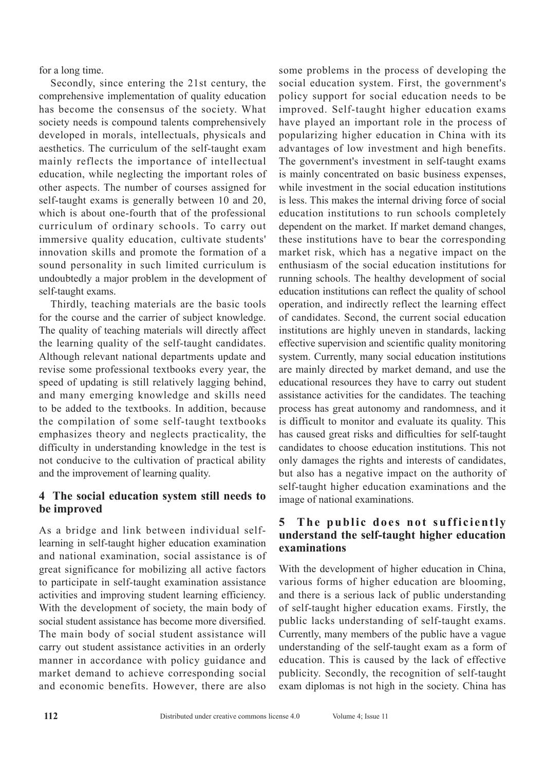for a long time.

Secondly, since entering the 21st century, the comprehensive implementation of quality education has become the consensus of the society. What society needs is compound talents comprehensively developed in morals, intellectuals, physicals and aesthetics. The curriculum of the self-taught exam mainly reflects the importance of intellectual education, while neglecting the important roles of other aspects. The number of courses assigned for self-taught exams is generally between 10 and 20, which is about one-fourth that of the professional curriculum of ordinary schools. To carry out immersive quality education, cultivate students' innovation skills and promote the formation of a sound personality in such limited curriculum is undoubtedly a major problem in the development of self-taught exams.

Thirdly, teaching materials are the basic tools for the course and the carrier of subject knowledge. The quality of teaching materials will directly affect the learning quality of the self-taught candidates. Although relevant national departments update and revise some professional textbooks every year, the speed of updating is still relatively lagging behind, and many emerging knowledge and skills need to be added to the textbooks. In addition, because the compilation of some self-taught textbooks emphasizes theory and neglects practicality, the difficulty in understanding knowledge in the test is not conducive to the cultivation of practical ability and the improvement of learning quality.

## 4 The social education system still needs to be improved

As a bridge and link between individual self-learning in self-taught higher education examination and national examination, social assistance is of great significance for mobilizing all active factors to participate in self-taught examination assistance activities and improving student learning efficiency. With the development of society, the main body of social student assistance has become more diversified. The main body of social student assistance will carry out student assistance activities in an orderly manner in accordance with policy guidance and market demand to achieve corresponding social and economic benefits. However, there are also some problems in the process of developing the social education system. First, the government's policy support for social education needs to be improved. Self-taught higher education exams have played an important role in the process of popularizing higher education in China with its advantages of low investment and high benefits. The government's investment in self-taught exams is mainly concentrated on basic business expenses, while investment in the social education institutions is less. This makes the internal driving force of social education institutions to run schools completely dependent on the market. If market demand changes, these institutions have to bear the corresponding market risk, which has a negative impact on the enthusiasm of the social education institutions for running schools. The healthy development of social education institutions can reflect the quality of school operation, and indirectly reflect the learning effect of candidates. Second, the current social education institutions are highly uneven in standards, lacking effective supervision and scientific quality monitoring system. Currently, many social education institutions are mainly directed by market demand, and use the educational resources they have to carry out student assistance activities for the candidates. The teaching process has great autonomy and randomness, and it is difficult to monitor and evaluate its quality. This has caused great risks and difficulties for self-taught candidates to choose education institutions. This not only damages the rights and interests of candidates, but also has a negative impact on the authority of self-taught higher education examinations and the image of national examinations.

## 5 The public does not sufficiently understand the self-taught higher education examinations

With the development of higher education in China, various forms of higher education are blooming, and there is a serious lack of public understanding of self-taught higher education exams. Firstly, the public lacks understanding of self-taught exams. Currently, many members of the public have a vague understanding of the self-taught exam as a form of education. This is caused by the lack of effective publicity. Secondly, the recognition of self-taught exam diplomas is not high in the society. China has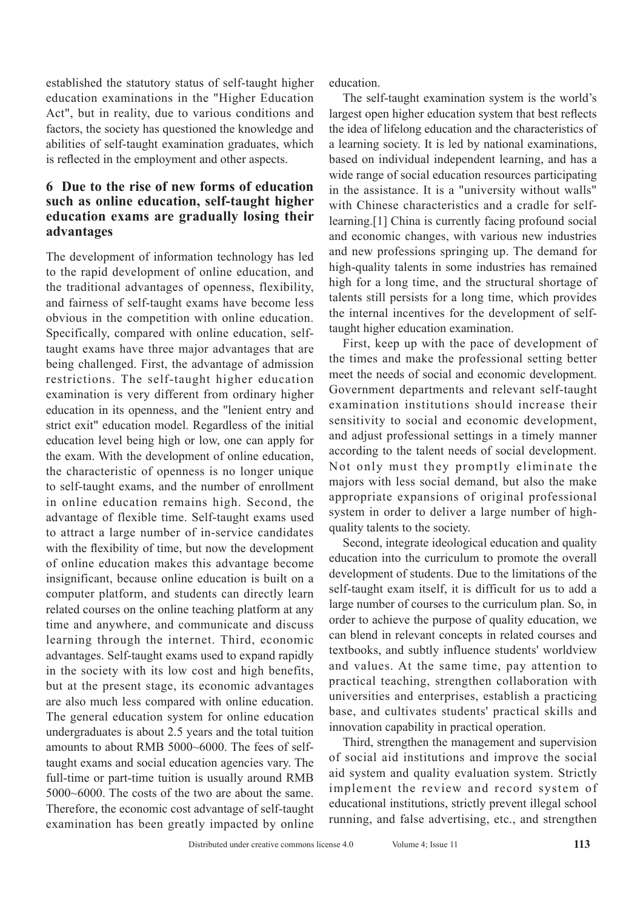established the statutory status of self-taught higher education examinations in the "Higher Education Act", but in reality, due to various conditions and factors, the society has questioned the knowledge and abilities of self-taught examination graduates, which is reflected in the employment and other aspects.

## 6 Due to the rise of new forms of education such as online education, self-taught higher education exams are gradually losing their advantages

The development of information technology has led to the rapid development of online education, and the traditional advantages of openness, flexibility, and fairness of self-taught exams have become less obvious in the competition with online education. Specifically, compared with online education, self-taught exams have three major advantages that are being challenged. First, the advantage of admission restrictions. The self-taught higher education examination is very different from ordinary higher education in its openness, and the "lenient entry and strict exit" education model. Regardless of the initial education level being high or low, one can apply for the exam. With the development of online education, the characteristic of openness is no longer unique to self-taught exams, and the number of enrollment in online education remains high. Second, the advantage of flexible time. Self-taught exams used to attract a large number of in-service candidates with the flexibility of time, but now the development of online education makes this advantage become insignificant, because online education is built on a computer platform, and students can directly learn related courses on the online teaching platform at any time and anywhere, and communicate and discuss learning through the internet. Third, economic advantages. Self-taught exams used to expand rapidly in the society with its low cost and high benefits, but at the present stage, its economic advantages are also much less compared with online education. The general education system for online education undergraduates is about 2.5 years and the total tuition amounts to about RMB 5000~6000. The fees of self-taught exams and social education agencies vary. The full-time or part-time tuition is usually around RMB 5000~6000. The costs of the two are about the same. Therefore, the economic cost advantage of self-taught examination has been greatly impacted by online education.

The self-taught examination system is the world's largest open higher education system that best reflects the idea of lifelong education and the characteristics of a learning society. It is led by national examinations, based on individual independent learning, and has a wide range of social education resources participating in the assistance. It is a "university without walls" with Chinese characteristics and a cradle for self-learning.[1] China is currently facing profound social and economic changes, with various new industries and new professions springing up. The demand for high-quality talents in some industries has remained high for a long time, and the structural shortage of talents still persists for a long time, which provides the internal incentives for the development of self-taught higher education examination.

First, keep up with the pace of development of the times and make the professional setting better meet the needs of social and economic development. Government departments and relevant self-taught examination institutions should increase their sensitivity to social and economic development, and adjust professional settings in a timely manner according to the talent needs of social development. Not only must they promptly eliminate the majors with less social demand, but also the make appropriate expansions of original professional system in order to deliver a large number of high-quality talents to the society.

Second, integrate ideological education and quality education into the curriculum to promote the overall development of students. Due to the limitations of the self-taught exam itself, it is difficult for us to add a large number of courses to the curriculum plan. So, in order to achieve the purpose of quality education, we can blend in relevant concepts in related courses and textbooks, and subtly influence students' worldview and values. At the same time, pay attention to practical teaching, strengthen collaboration with universities and enterprises, establish a practicing base, and cultivates students' practical skills and innovation capability in practical operation.

Third, strengthen the management and supervision of social aid institutions and improve the social aid system and quality evaluation system. Strictly implement the review and record system of educational institutions, strictly prevent illegal school running, and false advertising, etc., and strengthen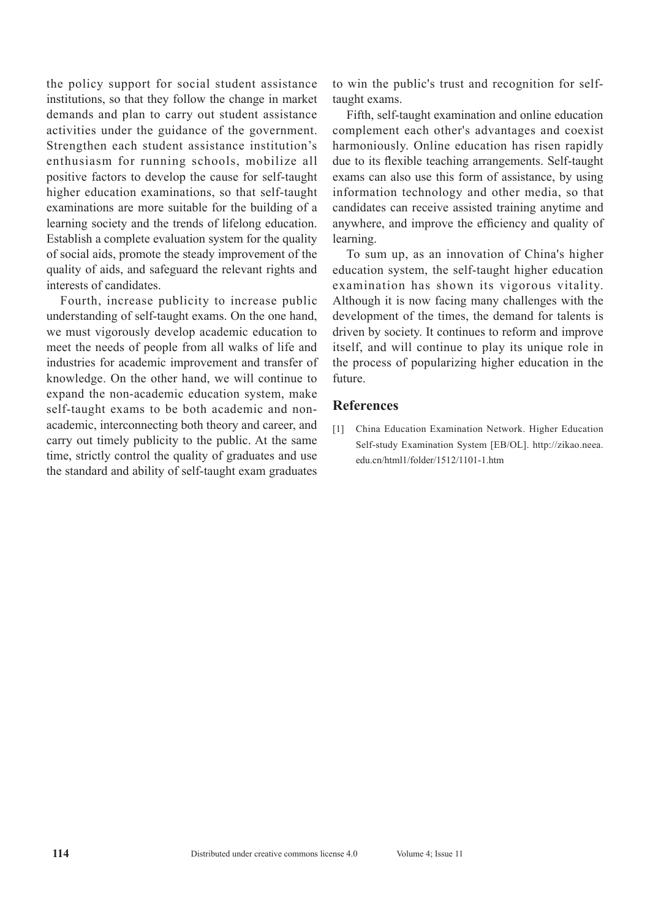the policy support for social student assistance institutions, so that they follow the change in market demands and plan to carry out student assistance activities under the guidance of the government. Strengthen each student assistance institution's enthusiasm for running schools, mobilize all positive factors to develop the cause for self-taught higher education examinations, so that self-taught examinations are more suitable for the building of a learning society and the trends of lifelong education. Establish a complete evaluation system for the quality of social aids, promote the steady improvement of the quality of aids, and safeguard the relevant rights and interests of candidates.

Fourth, increase publicity to increase public understanding of self-taught exams. On the one hand, we must vigorously develop academic education to meet the needs of people from all walks of life and industries for academic improvement and transfer of knowledge. On the other hand, we will continue to expand the non-academic education system, make self-taught exams to be both academic and non-academic, interconnecting both theory and career, and carry out timely publicity to the public. At the same time, strictly control the quality of graduates and use the standard and ability of self-taught exam graduates to win the public's trust and recognition for self-taught exams.

Fifth, self-taught examination and online education complement each other's advantages and coexist harmoniously. Online education has risen rapidly due to its flexible teaching arrangements. Self-taught exams can also use this form of assistance, by using information technology and other media, so that candidates can receive assisted training anytime and anywhere, and improve the efficiency and quality of learning.

To sum up, as an innovation of China's higher education system, the self-taught higher education examination has shown its vigorous vitality. Although it is now facing many challenges with the development of the times, the demand for talents is driven by society. It continues to reform and improve itself, and will continue to play its unique role in the process of popularizing higher education in the future.

## References

[1] China Education Examination Network. Higher Education Self-study Examination System [EB/OL]. http://zikao.neea.edu.cn/html1/folder/1512/1101-1.htm